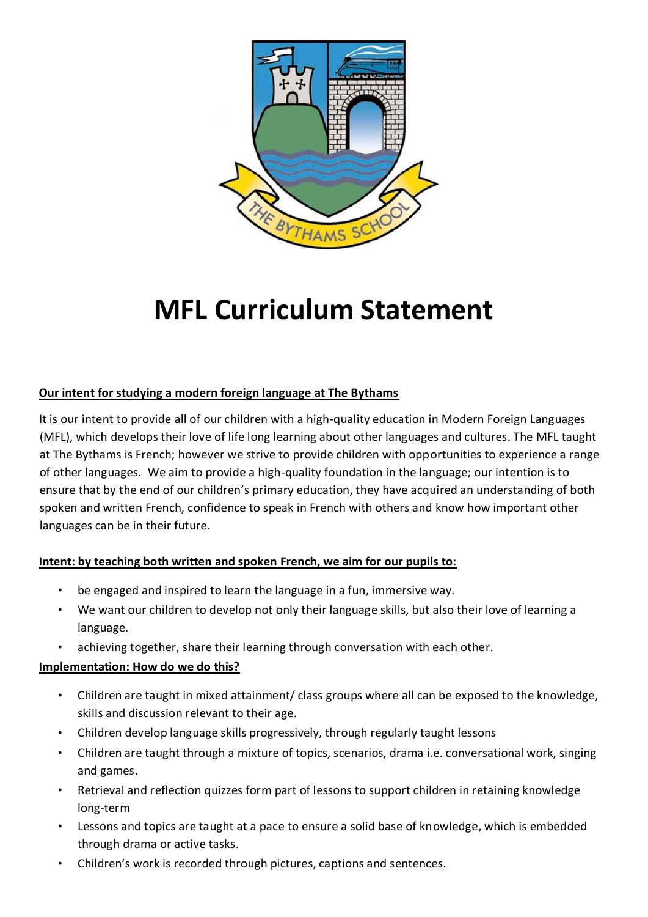# MFL Curriculum Statement

**Our intent for studying a modern foreign language at The Bythams**

It is our intent to provide all of our children with a high-quality education in Modern Foreign Languages (MFL), which develops their love of life long learning about other languages and cultures. The MFL taught at The Bythams is French; however we strive to provide children with opportunities to experience a range of other languages. We aim to provide a high-quality foundation in the language; our intention is to ensure that by the end of our children's primary education, they have acquired an understanding of both spoken and written French, confidence to speak in French with others and know how important other languages can be in their future.

**Intent: by teaching both written and spoken French, we aim for our pupils to:**

- be engaged and inspired to learn the language in a fun, immersive way.
- We want our children to develop not only their language skills, but also their love of learning a language.
- achieving together, share their learning through conversation with each other.

**Implementation: How do we do this?**

- Children are taught in mixed attainment/ class groups where all can be exposed to the knowledge, skills and discussion relevant to their age.
- Children develop language skills progressively, through regularly taught lessons
- Children are taught through a mixture of topics, scenarios, drama i.e. conversational work, singing and games.
- Retrieval and reflection quizzes form part of lessons to support children in retaining knowledge long-term
- Lessons and topics are taught at a pace to ensure a solid base of knowledge, which is embedded through drama or active tasks.
- Children's work is recorded through pictures, captions and sentences.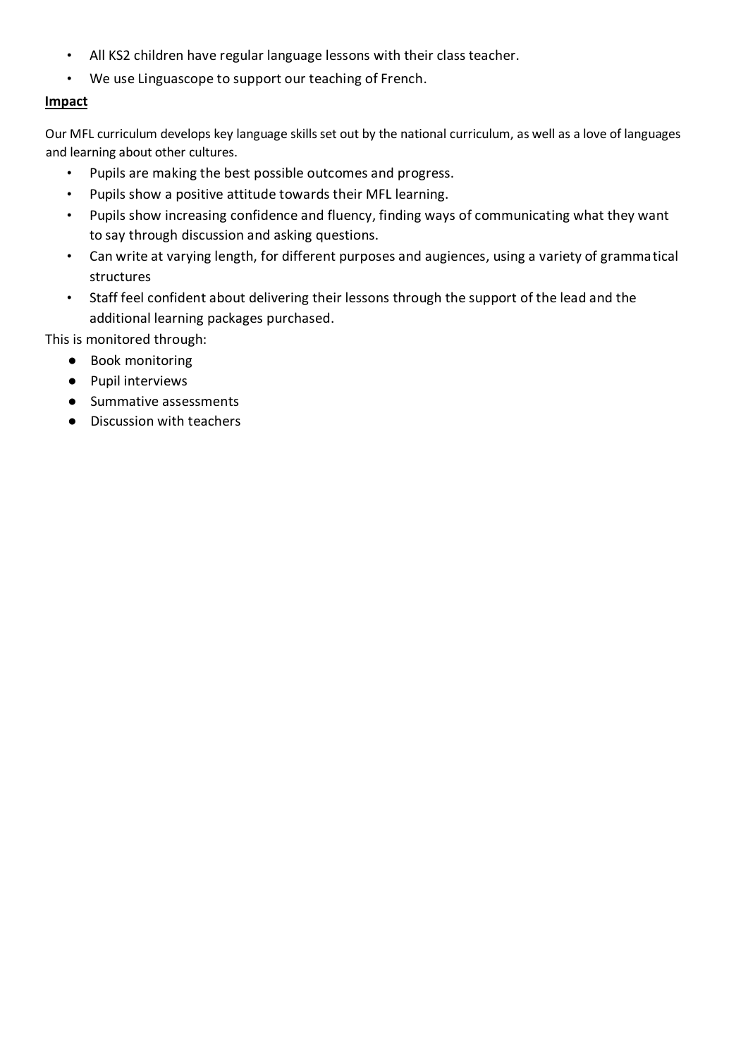- All KS2 children have regular language lessons with their class teacher.
- We use Linguascope to support our teaching of French.

**Impact**

Our MFL curriculum develops key language skills set out by the national curriculum, as well as a love of languages and learning about other cultures.

- Pupils are making the best possible outcomes and progress.
- Pupils show a positive attitude towards their MFL learning.
- Pupils show increasing confidence and fluency, finding ways of communicating what they want to say through discussion and asking questions.
- Can write at varying length, for different purposes and augiences, using a variety of grammatical structures
- Staff feel confident about delivering their lessons through the support of the lead and the additional learning packages purchased.

This is monitored through:

- Book monitoring
- Pupil interviews
- Summative assessments
- Discussion with teachers